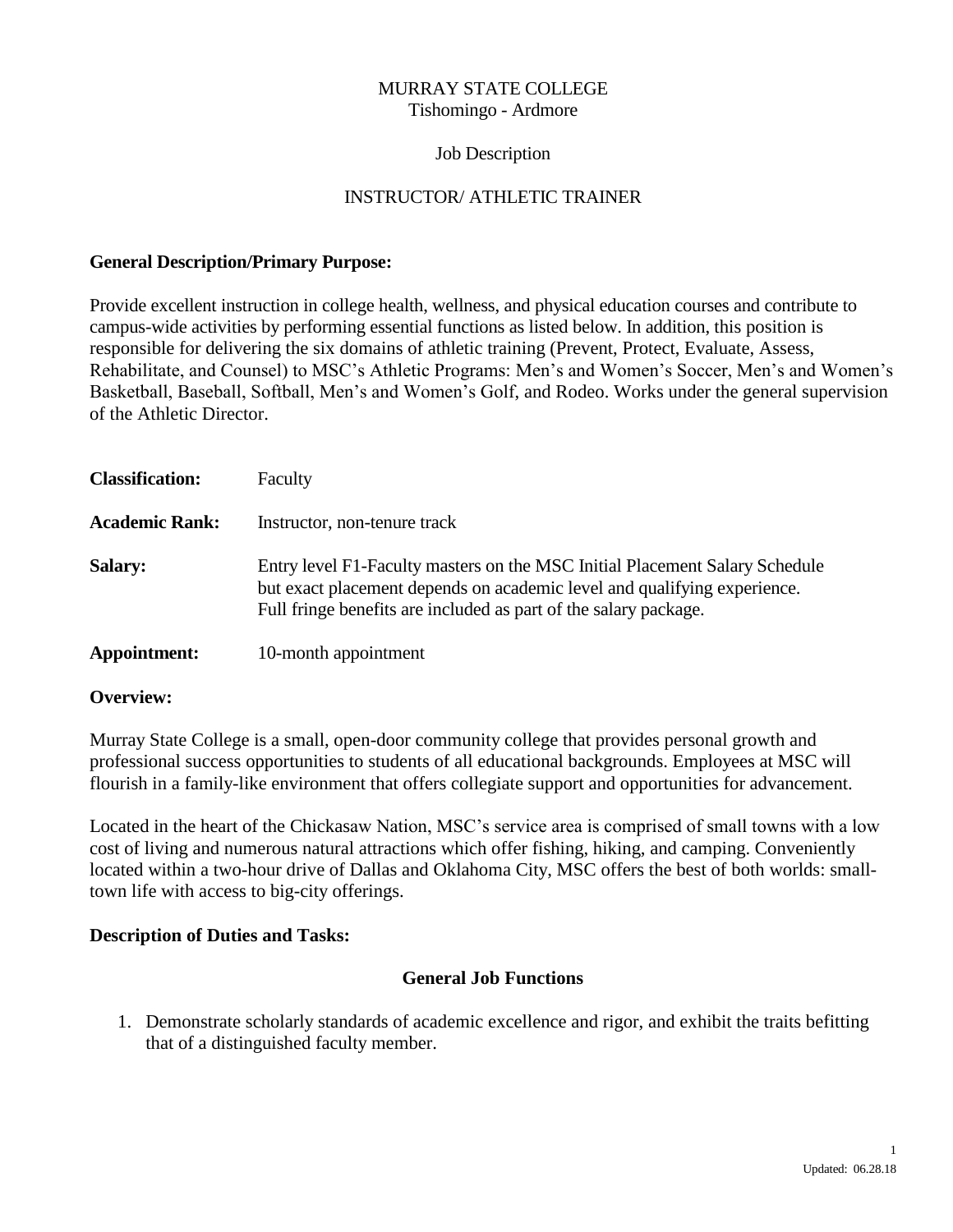MURRAY STATE COLLEGE
Tishomingo - Ardmore

Job Description

INSTRUCTOR/ ATHLETIC TRAINER

**General Description/Primary Purpose:**

Provide excellent instruction in college health, wellness, and physical education courses and contribute to campus-wide activities by performing essential functions as listed below. In addition, this position is responsible for delivering the six domains of athletic training (Prevent, Protect, Evaluate, Assess, Rehabilitate, and Counsel) to MSC's Athletic Programs: Men's and Women's Soccer, Men's and Women's Basketball, Baseball, Softball, Men's and Women's Golf, and Rodeo. Works under the general supervision of the Athletic Director.

**Classification:** Faculty

**Academic Rank:** Instructor, non-tenure track

**Salary:** Entry level F1-Faculty masters on the MSC Initial Placement Salary Schedule but exact placement depends on academic level and qualifying experience. Full fringe benefits are included as part of the salary package.

**Appointment:** 10-month appointment

**Overview:**

Murray State College is a small, open-door community college that provides personal growth and professional success opportunities to students of all educational backgrounds. Employees at MSC will flourish in a family-like environment that offers collegiate support and opportunities for advancement.

Located in the heart of the Chickasaw Nation, MSC's service area is comprised of small towns with a low cost of living and numerous natural attractions which offer fishing, hiking, and camping. Conveniently located within a two-hour drive of Dallas and Oklahoma City, MSC offers the best of both worlds: small-town life with access to big-city offerings.

**Description of Duties and Tasks:**

**General Job Functions**

1. Demonstrate scholarly standards of academic excellence and rigor, and exhibit the traits befitting that of a distinguished faculty member.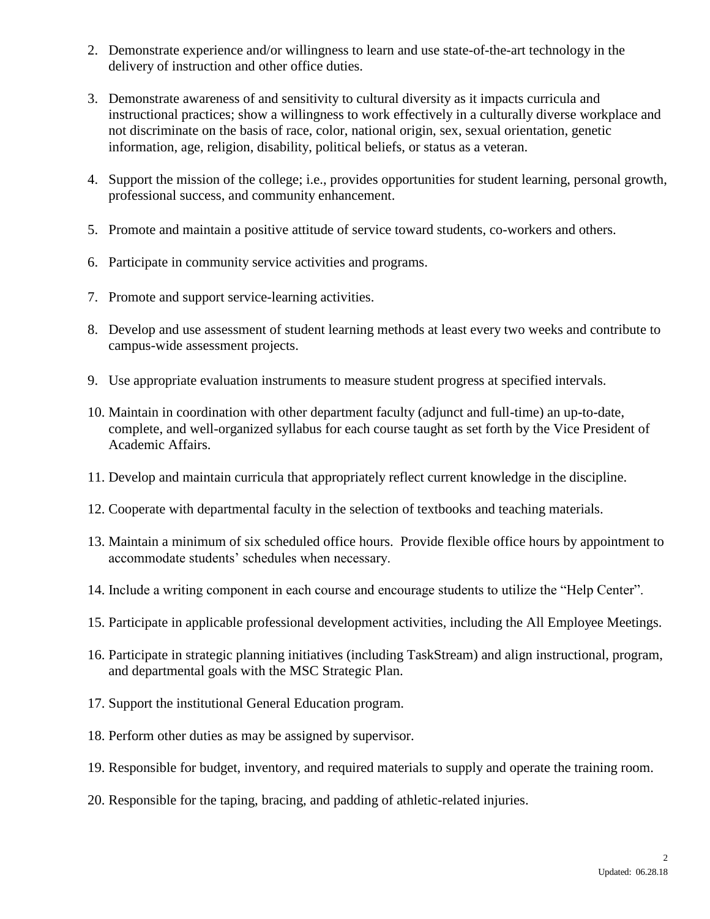2. Demonstrate experience and/or willingness to learn and use state-of-the-art technology in the delivery of instruction and other office duties.

3. Demonstrate awareness of and sensitivity to cultural diversity as it impacts curricula and instructional practices; show a willingness to work effectively in a culturally diverse workplace and not discriminate on the basis of race, color, national origin, sex, sexual orientation, genetic information, age, religion, disability, political beliefs, or status as a veteran.

4. Support the mission of the college; i.e., provides opportunities for student learning, personal growth, professional success, and community enhancement.

5. Promote and maintain a positive attitude of service toward students, co-workers and others.

6. Participate in community service activities and programs.

7. Promote and support service-learning activities.

8. Develop and use assessment of student learning methods at least every two weeks and contribute to campus-wide assessment projects.

9. Use appropriate evaluation instruments to measure student progress at specified intervals.

10. Maintain in coordination with other department faculty (adjunct and full-time) an up-to-date, complete, and well-organized syllabus for each course taught as set forth by the Vice President of Academic Affairs.

11. Develop and maintain curricula that appropriately reflect current knowledge in the discipline.

12. Cooperate with departmental faculty in the selection of textbooks and teaching materials.

13. Maintain a minimum of six scheduled office hours. Provide flexible office hours by appointment to accommodate students' schedules when necessary.

14. Include a writing component in each course and encourage students to utilize the "Help Center".

15. Participate in applicable professional development activities, including the All Employee Meetings.

16. Participate in strategic planning initiatives (including TaskStream) and align instructional, program, and departmental goals with the MSC Strategic Plan.

17. Support the institutional General Education program.

18. Perform other duties as may be assigned by supervisor.

19. Responsible for budget, inventory, and required materials to supply and operate the training room.

20. Responsible for the taping, bracing, and padding of athletic-related injuries.

Updated: 06.28.18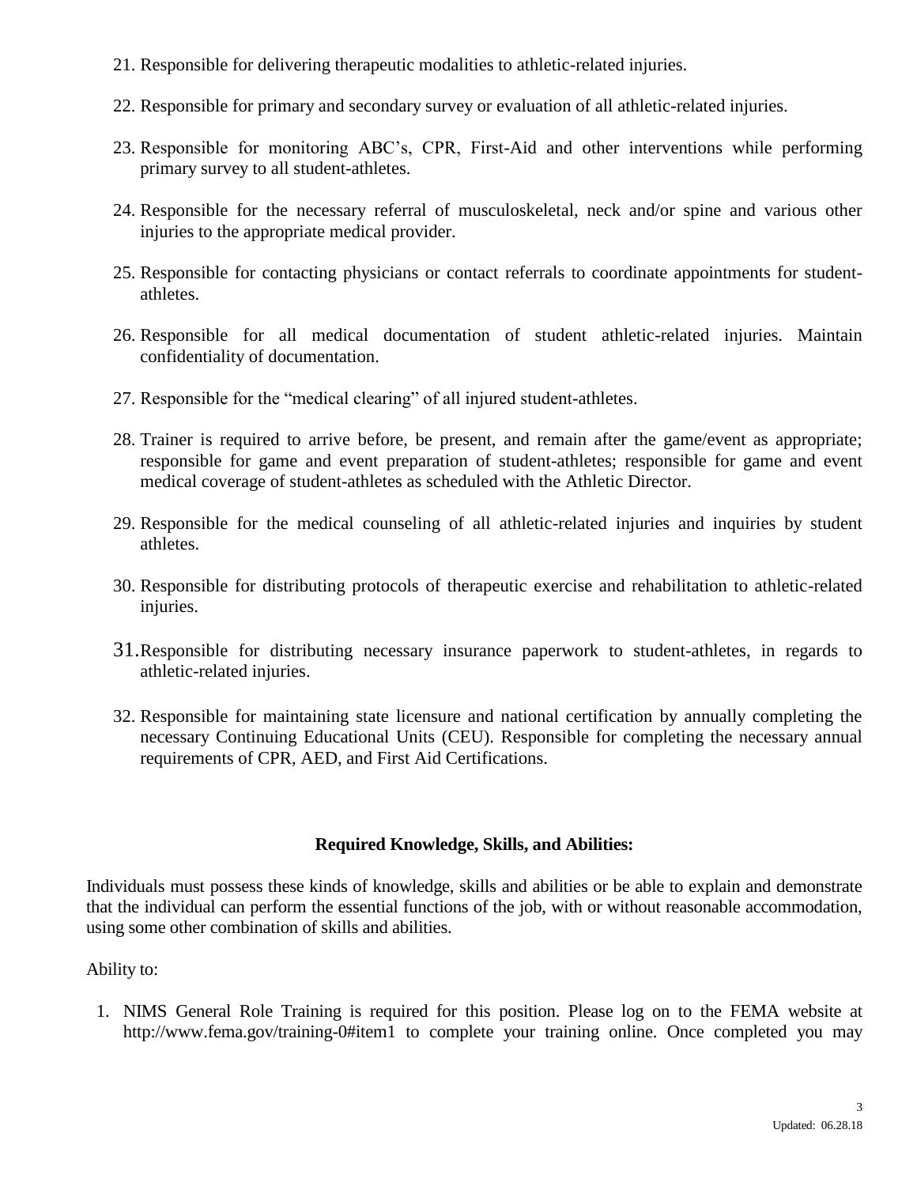21. Responsible for delivering therapeutic modalities to athletic-related injuries.

22. Responsible for primary and secondary survey or evaluation of all athletic-related injuries.

23. Responsible for monitoring ABC's, CPR, First-Aid and other interventions while performing primary survey to all student-athletes.

24. Responsible for the necessary referral of musculoskeletal, neck and/or spine and various other injuries to the appropriate medical provider.

25. Responsible for contacting physicians or contact referrals to coordinate appointments for student-athletes.

26. Responsible for all medical documentation of student athletic-related injuries. Maintain confidentiality of documentation.

27. Responsible for the "medical clearing" of all injured student-athletes.

28. Trainer is required to arrive before, be present, and remain after the game/event as appropriate; responsible for game and event preparation of student-athletes; responsible for game and event medical coverage of student-athletes as scheduled with the Athletic Director.

29. Responsible for the medical counseling of all athletic-related injuries and inquiries by student athletes.

30. Responsible for distributing protocols of therapeutic exercise and rehabilitation to athletic-related injuries.

31. Responsible for distributing necessary insurance paperwork to student-athletes, in regards to athletic-related injuries.

32. Responsible for maintaining state licensure and national certification by annually completing the necessary Continuing Educational Units (CEU). Responsible for completing the necessary annual requirements of CPR, AED, and First Aid Certifications.

**Required Knowledge, Skills, and Abilities:**

Individuals must possess these kinds of knowledge, skills and abilities or be able to explain and demonstrate that the individual can perform the essential functions of the job, with or without reasonable accommodation, using some other combination of skills and abilities.

Ability to:

1. NIMS General Role Training is required for this position. Please log on to the FEMA website at http://www.fema.gov/training-0#item1 to complete your training online. Once completed you may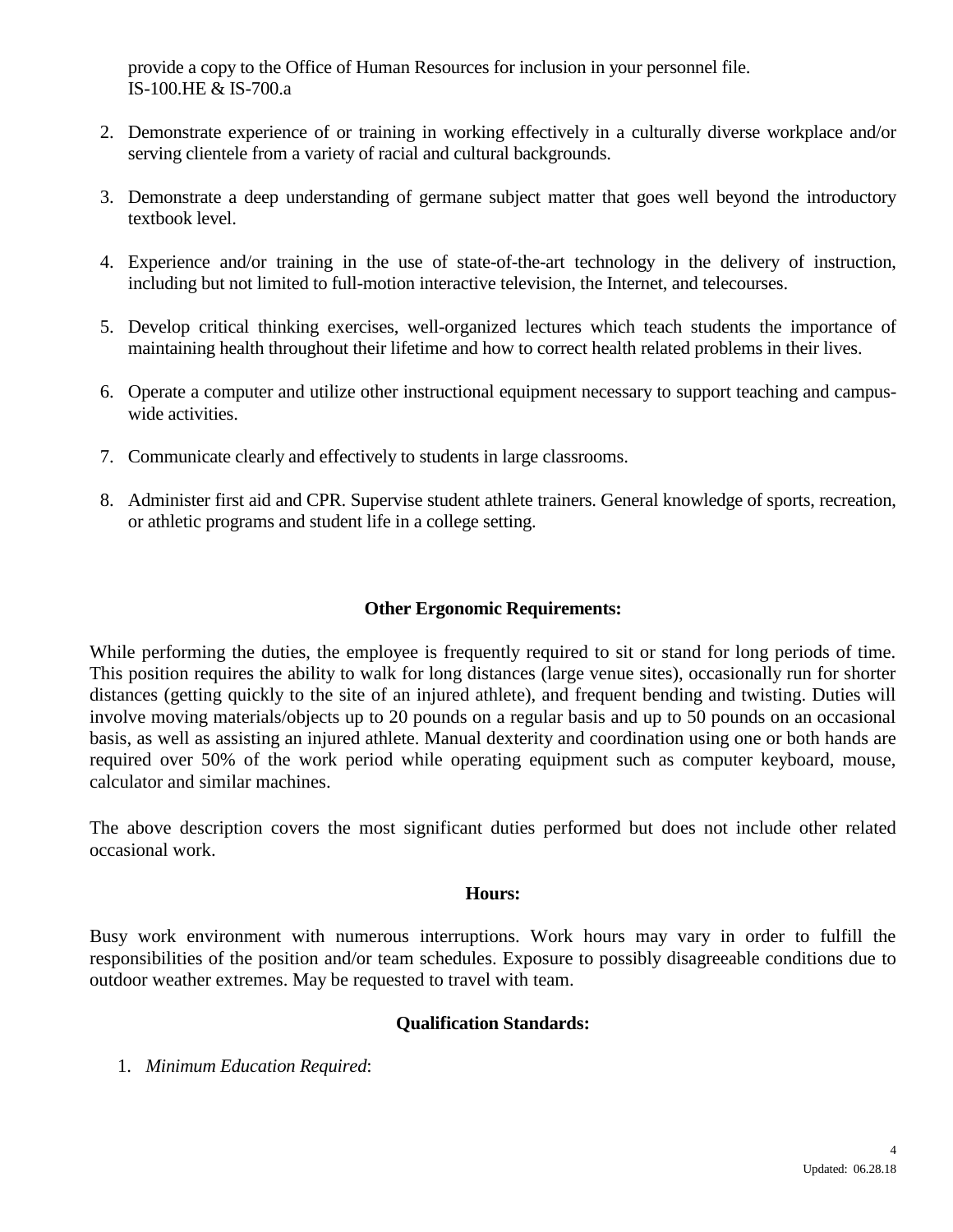provide a copy to the Office of Human Resources for inclusion in your personnel file. IS-100.HE & IS-700.a

2. Demonstrate experience of or training in working effectively in a culturally diverse workplace and/or serving clientele from a variety of racial and cultural backgrounds.

3. Demonstrate a deep understanding of germane subject matter that goes well beyond the introductory textbook level.

4. Experience and/or training in the use of state-of-the-art technology in the delivery of instruction, including but not limited to full-motion interactive television, the Internet, and telecourses.

5. Develop critical thinking exercises, well-organized lectures which teach students the importance of maintaining health throughout their lifetime and how to correct health related problems in their lives.

6. Operate a computer and utilize other instructional equipment necessary to support teaching and campus-wide activities.

7. Communicate clearly and effectively to students in large classrooms.

8. Administer first aid and CPR. Supervise student athlete trainers. General knowledge of sports, recreation, or athletic programs and student life in a college setting.

## Other Ergonomic Requirements:

While performing the duties, the employee is frequently required to sit or stand for long periods of time. This position requires the ability to walk for long distances (large venue sites), occasionally run for shorter distances (getting quickly to the site of an injured athlete), and frequent bending and twisting. Duties will involve moving materials/objects up to 20 pounds on a regular basis and up to 50 pounds on an occasional basis, as well as assisting an injured athlete. Manual dexterity and coordination using one or both hands are required over 50% of the work period while operating equipment such as computer keyboard, mouse, calculator and similar machines.

The above description covers the most significant duties performed but does not include other related occasional work.

## Hours:

Busy work environment with numerous interruptions. Work hours may vary in order to fulfill the responsibilities of the position and/or team schedules. Exposure to possibly disagreeable conditions due to outdoor weather extremes. May be requested to travel with team.

## Qualification Standards:

1. *Minimum Education Required*: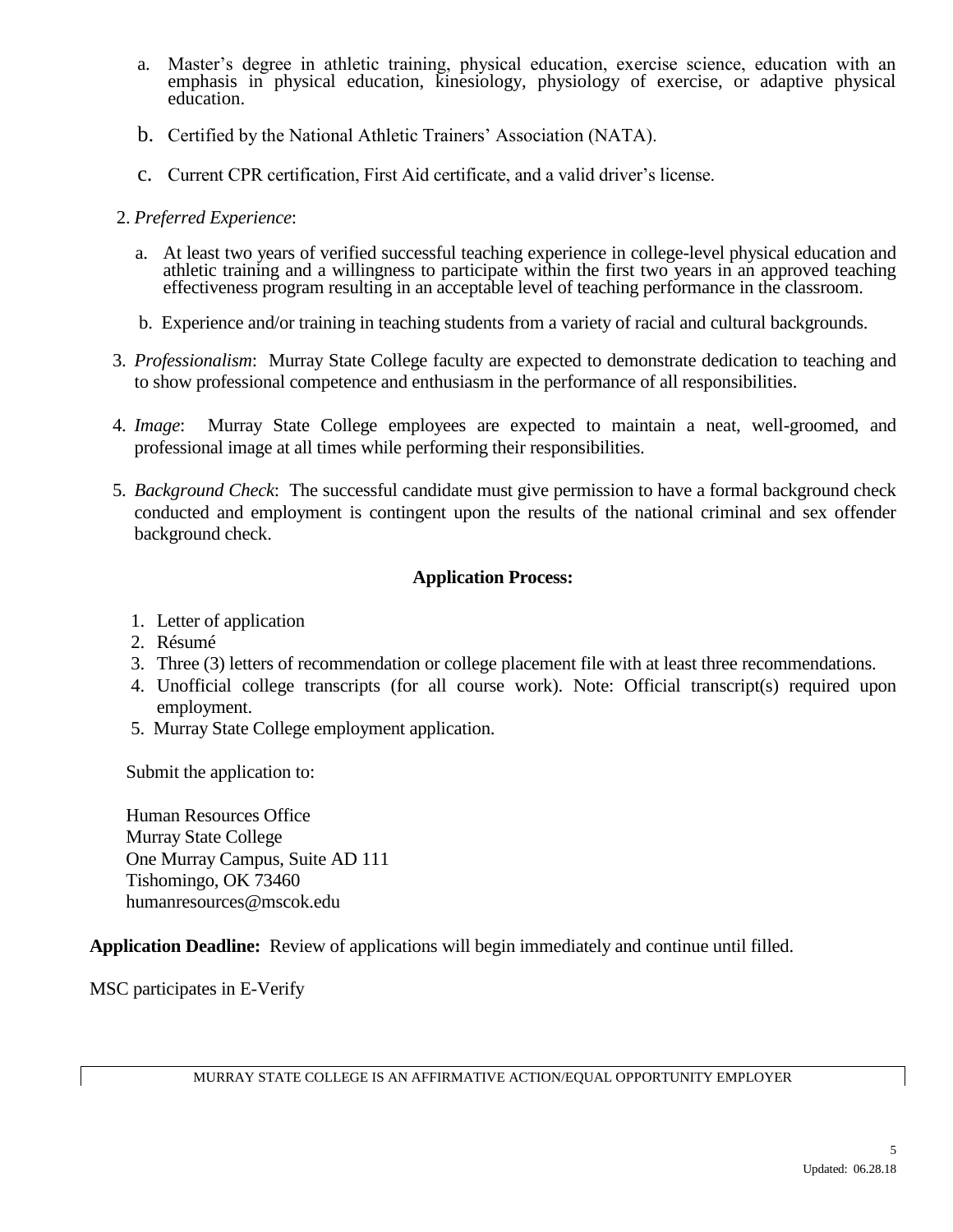a. Master's degree in athletic training, physical education, exercise science, education with an emphasis in physical education, kinesiology, physiology of exercise, or adaptive physical education.

   b. Certified by the National Athletic Trainers' Association (NATA).

   c. Current CPR certification, First Aid certificate, and a valid driver's license.

2. *Preferred Experience*:

   a. At least two years of verified successful teaching experience in college-level physical education and athletic training and a willingness to participate within the first two years in an approved teaching effectiveness program resulting in an acceptable level of teaching performance in the classroom.

   b. Experience and/or training in teaching students from a variety of racial and cultural backgrounds.

3. *Professionalism*: Murray State College faculty are expected to demonstrate dedication to teaching and to show professional competence and enthusiasm in the performance of all responsibilities.

4. *Image*: Murray State College employees are expected to maintain a neat, well-groomed, and professional image at all times while performing their responsibilities.

5. *Background Check*: The successful candidate must give permission to have a formal background check conducted and employment is contingent upon the results of the national criminal and sex offender background check.

**Application Process:**

1. Letter of application
2. Résumé
3. Three (3) letters of recommendation or college placement file with at least three recommendations.
4. Unofficial college transcripts (for all course work). Note: Official transcript(s) required upon employment.
5. Murray State College employment application.

Submit the application to:

Human Resources Office
Murray State College
One Murray Campus, Suite AD 111
Tishomingo, OK 73460
humanresources@mscok.edu

**Application Deadline:** Review of applications will begin immediately and continue until filled.

MSC participates in E-Verify

MURRAY STATE COLLEGE IS AN AFFIRMATIVE ACTION/EQUAL OPPORTUNITY EMPLOYER

Updated: 06.28.18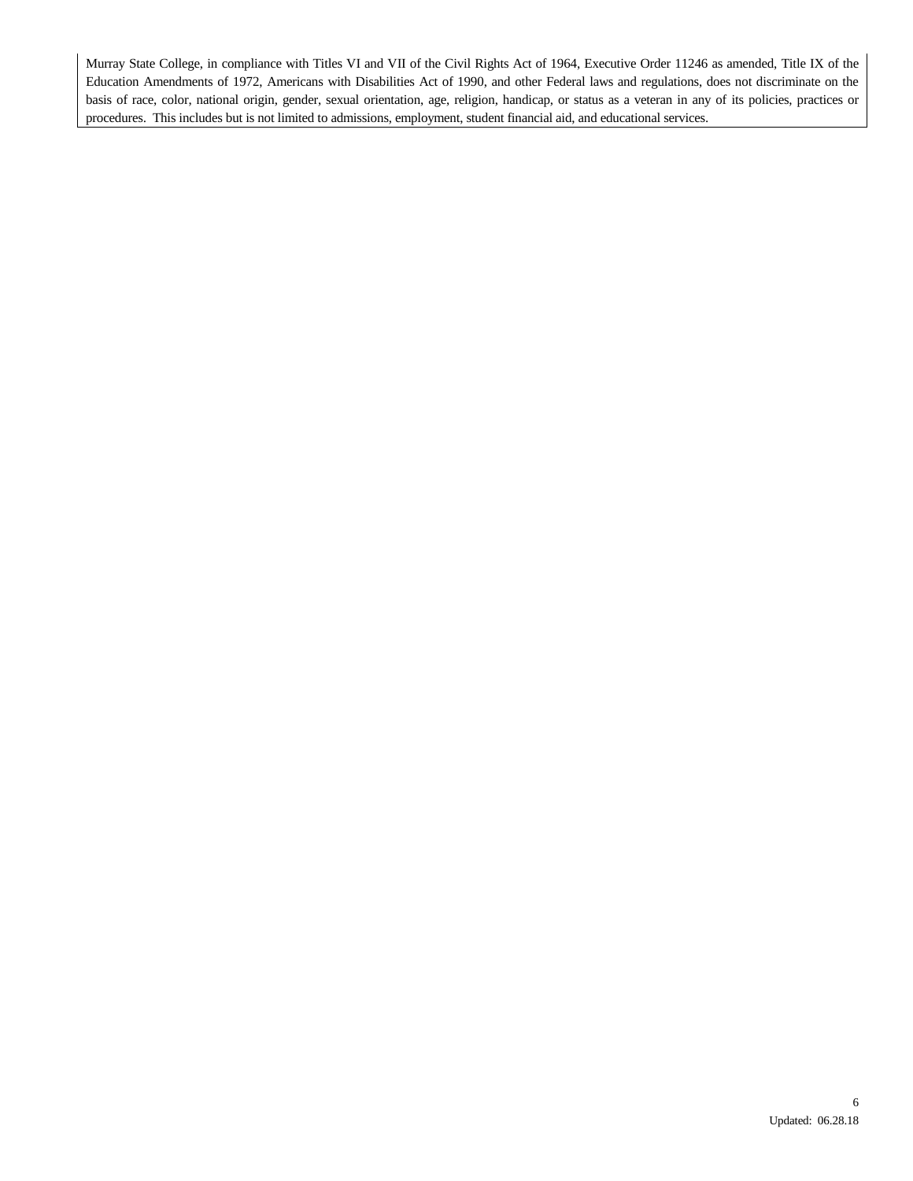Murray State College, in compliance with Titles VI and VII of the Civil Rights Act of 1964, Executive Order 11246 as amended, Title IX of the Education Amendments of 1972, Americans with Disabilities Act of 1990, and other Federal laws and regulations, does not discriminate on the basis of race, color, national origin, gender, sexual orientation, age, religion, handicap, or status as a veteran in any of its policies, practices or procedures. This includes but is not limited to admissions, employment, student financial aid, and educational services.